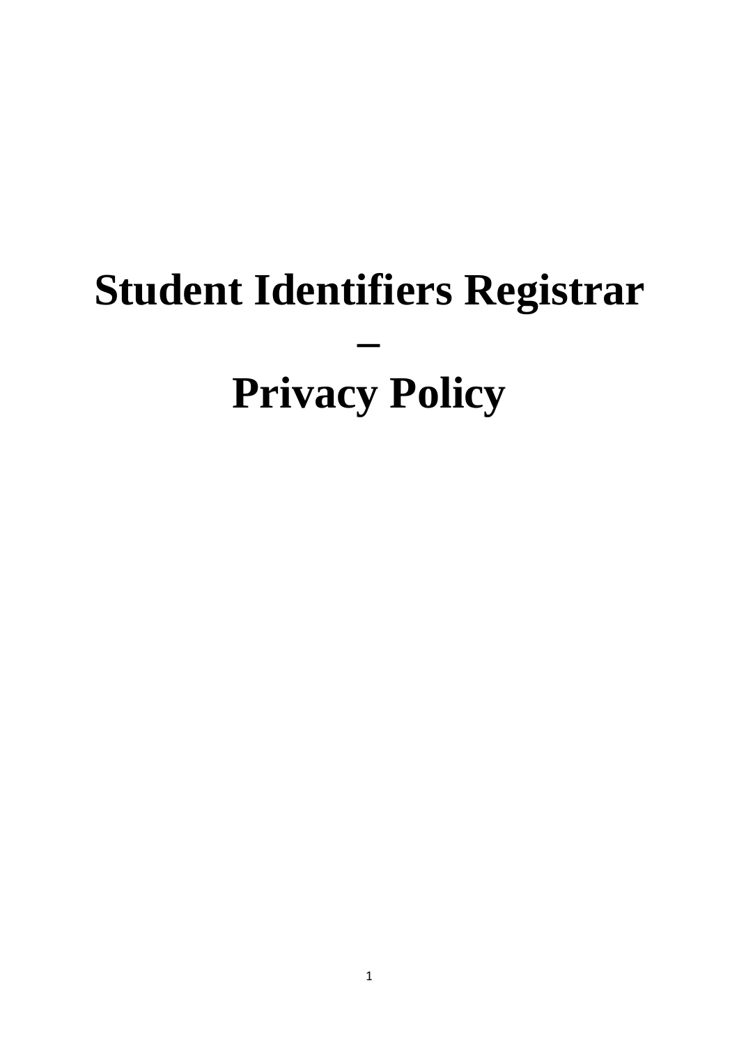# Student Identifiers Registrar – Privacy Policy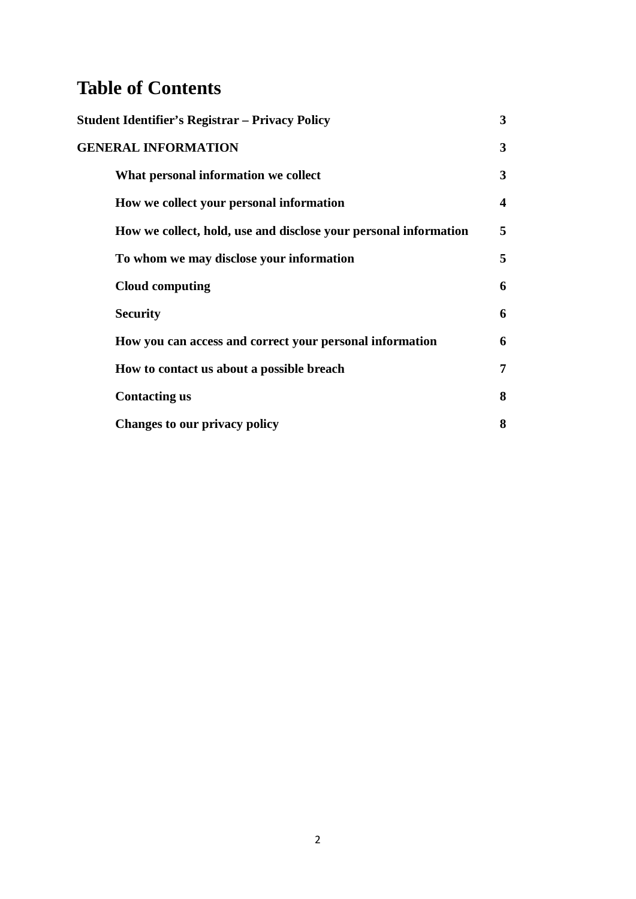# Table of Contents

| | |
|---|---|
| **Student Identifier's Registrar – Privacy Policy** | **3** |
| **GENERAL INFORMATION** | **3** |
| &nbsp;&nbsp;&nbsp;&nbsp;**What personal information we collect** | **3** |
| &nbsp;&nbsp;&nbsp;&nbsp;**How we collect your personal information** | **4** |
| &nbsp;&nbsp;&nbsp;&nbsp;**How we collect, hold, use and disclose your personal information** | **5** |
| &nbsp;&nbsp;&nbsp;&nbsp;**To whom we may disclose your information** | **5** |
| &nbsp;&nbsp;&nbsp;&nbsp;**Cloud computing** | **6** |
| &nbsp;&nbsp;&nbsp;&nbsp;**Security** | **6** |
| &nbsp;&nbsp;&nbsp;&nbsp;**How you can access and correct your personal information** | **6** |
| &nbsp;&nbsp;&nbsp;&nbsp;**How to contact us about a possible breach** | **7** |
| &nbsp;&nbsp;&nbsp;&nbsp;**Contacting us** | **8** |
| &nbsp;&nbsp;&nbsp;&nbsp;**Changes to our privacy policy** | **8** |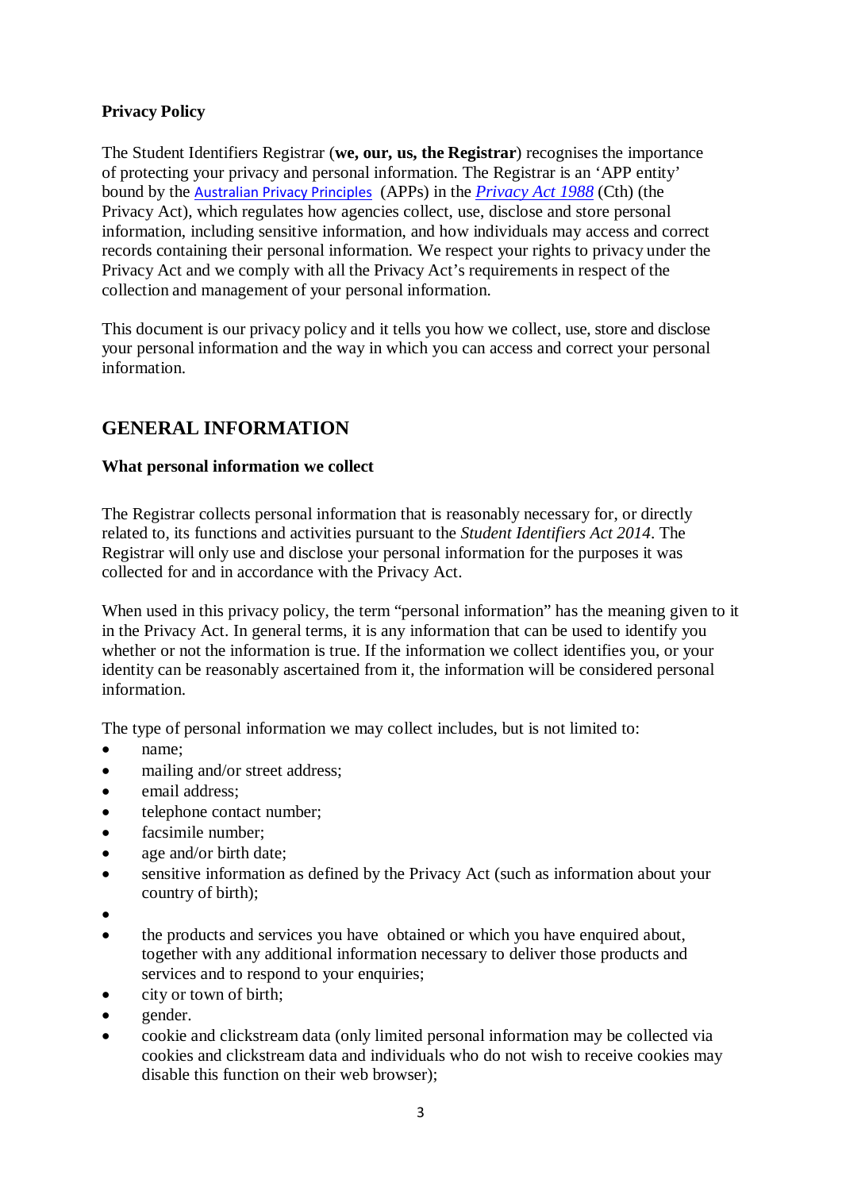**Privacy Policy**

The Student Identifiers Registrar (**we, our, us, the Registrar**) recognises the importance of protecting your privacy and personal information. The Registrar is an 'APP entity' bound by the Australian Privacy Principles (APPs) in the *Privacy Act 1988* (Cth) (the Privacy Act), which regulates how agencies collect, use, disclose and store personal information, including sensitive information, and how individuals may access and correct records containing their personal information. We respect your rights to privacy under the Privacy Act and we comply with all the Privacy Act's requirements in respect of the collection and management of your personal information.

This document is our privacy policy and it tells you how we collect, use, store and disclose your personal information and the way in which you can access and correct your personal information.

## GENERAL INFORMATION

**What personal information we collect**

The Registrar collects personal information that is reasonably necessary for, or directly related to, its functions and activities pursuant to the *Student Identifiers Act 2014*. The Registrar will only use and disclose your personal information for the purposes it was collected for and in accordance with the Privacy Act.

When used in this privacy policy, the term "personal information" has the meaning given to it in the Privacy Act. In general terms, it is any information that can be used to identify you whether or not the information is true. If the information we collect identifies you, or your identity can be reasonably ascertained from it, the information will be considered personal information.

The type of personal information we may collect includes, but is not limited to:

- name;
- mailing and/or street address;
- email address;
- telephone contact number;
- facsimile number;
- age and/or birth date;
- sensitive information as defined by the Privacy Act (such as information about your country of birth);
- 
- the products and services you have obtained or which you have enquired about, together with any additional information necessary to deliver those products and services and to respond to your enquiries;
- city or town of birth;
- gender.
- cookie and clickstream data (only limited personal information may be collected via cookies and clickstream data and individuals who do not wish to receive cookies may disable this function on their web browser);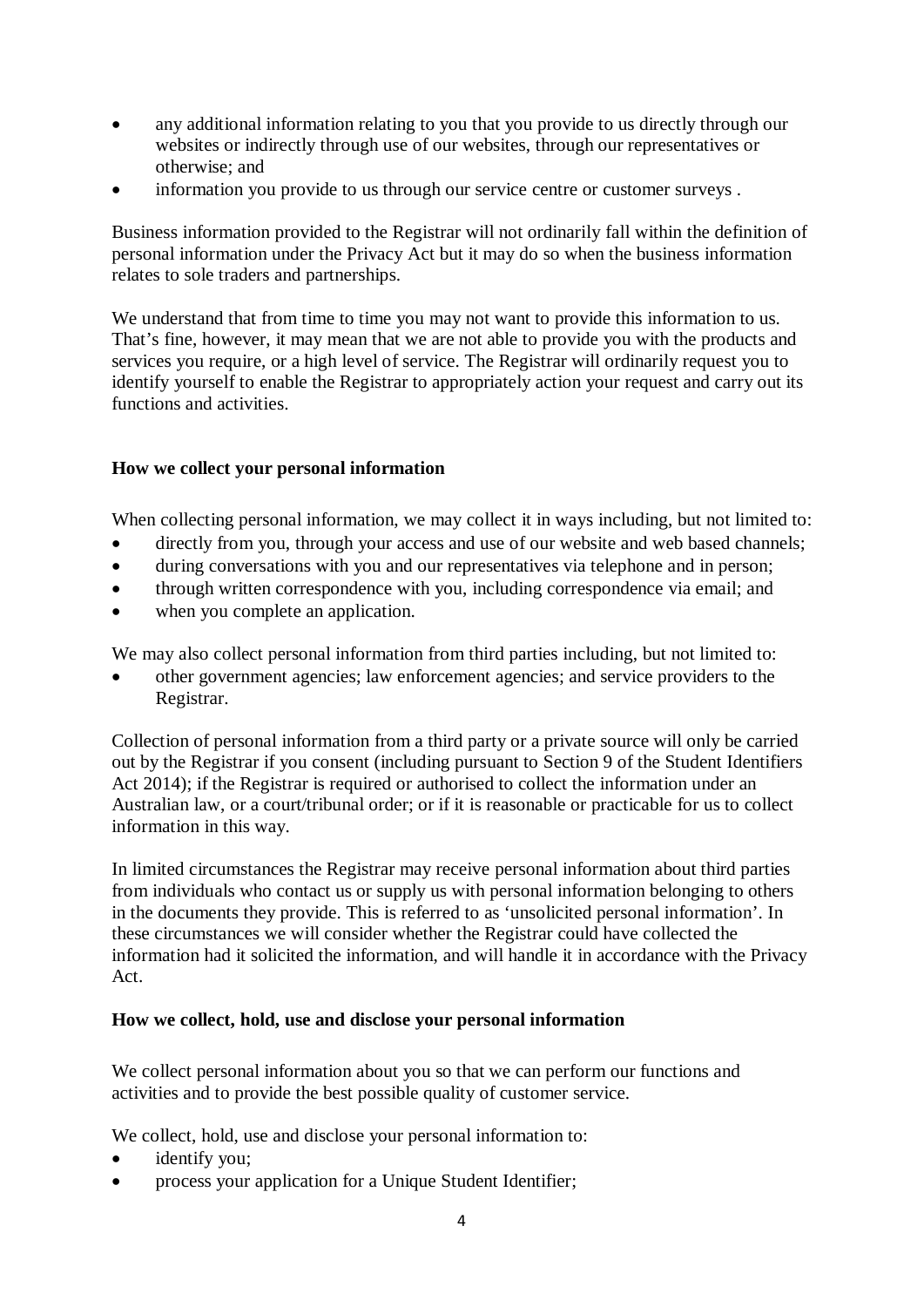- any additional information relating to you that you provide to us directly through our websites or indirectly through use of our websites, through our representatives or otherwise; and
- information you provide to us through our service centre or customer surveys .

Business information provided to the Registrar will not ordinarily fall within the definition of personal information under the Privacy Act but it may do so when the business information relates to sole traders and partnerships.

We understand that from time to time you may not want to provide this information to us. That's fine, however, it may mean that we are not able to provide you with the products and services you require, or a high level of service. The Registrar will ordinarily request you to identify yourself to enable the Registrar to appropriately action your request and carry out its functions and activities.

**How we collect your personal information**

When collecting personal information, we may collect it in ways including, but not limited to:

- directly from you, through your access and use of our website and web based channels;
- during conversations with you and our representatives via telephone and in person;
- through written correspondence with you, including correspondence via email; and
- when you complete an application.

We may also collect personal information from third parties including, but not limited to:

- other government agencies; law enforcement agencies; and service providers to the Registrar.

Collection of personal information from a third party or a private source will only be carried out by the Registrar if you consent (including pursuant to Section 9 of the Student Identifiers Act 2014); if the Registrar is required or authorised to collect the information under an Australian law, or a court/tribunal order; or if it is reasonable or practicable for us to collect information in this way.

In limited circumstances the Registrar may receive personal information about third parties from individuals who contact us or supply us with personal information belonging to others in the documents they provide. This is referred to as 'unsolicited personal information'. In these circumstances we will consider whether the Registrar could have collected the information had it solicited the information, and will handle it in accordance with the Privacy Act.

**How we collect, hold, use and disclose your personal information**

We collect personal information about you so that we can perform our functions and activities and to provide the best possible quality of customer service.

We collect, hold, use and disclose your personal information to:

- identify you;
- process your application for a Unique Student Identifier;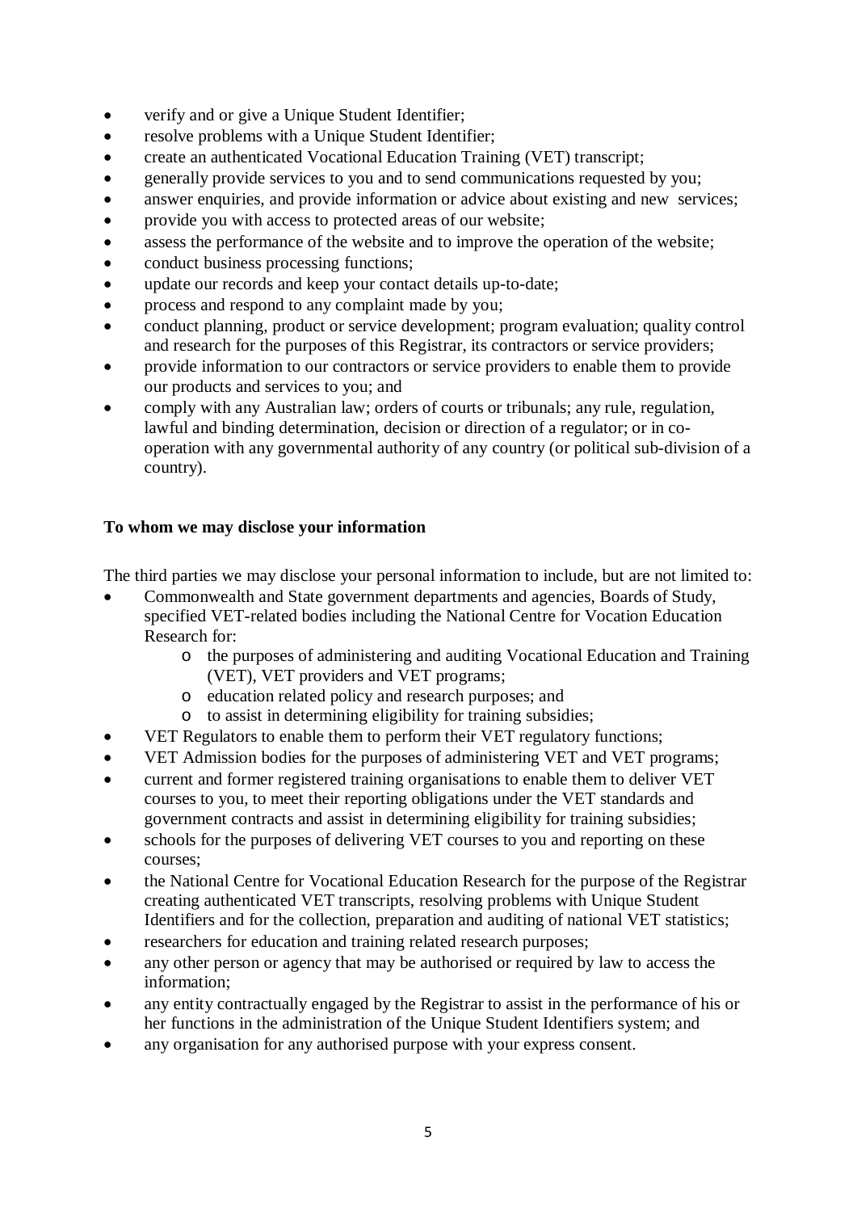- verify and or give a Unique Student Identifier;
- resolve problems with a Unique Student Identifier;
- create an authenticated Vocational Education Training (VET) transcript;
- generally provide services to you and to send communications requested by you;
- answer enquiries, and provide information or advice about existing and new services;
- provide you with access to protected areas of our website;
- assess the performance of the website and to improve the operation of the website;
- conduct business processing functions;
- update our records and keep your contact details up-to-date;
- process and respond to any complaint made by you;
- conduct planning, product or service development; program evaluation; quality control and research for the purposes of this Registrar, its contractors or service providers;
- provide information to our contractors or service providers to enable them to provide our products and services to you; and
- comply with any Australian law; orders of courts or tribunals; any rule, regulation, lawful and binding determination, decision or direction of a regulator; or in co-operation with any governmental authority of any country (or political sub-division of a country).

**To whom we may disclose your information**

The third parties we may disclose your personal information to include, but are not limited to:

- Commonwealth and State government departments and agencies, Boards of Study, specified VET-related bodies including the National Centre for Vocation Education Research for:
    - the purposes of administering and auditing Vocational Education and Training (VET), VET providers and VET programs;
    - education related policy and research purposes; and
    - to assist in determining eligibility for training subsidies;
- VET Regulators to enable them to perform their VET regulatory functions;
- VET Admission bodies for the purposes of administering VET and VET programs;
- current and former registered training organisations to enable them to deliver VET courses to you, to meet their reporting obligations under the VET standards and government contracts and assist in determining eligibility for training subsidies;
- schools for the purposes of delivering VET courses to you and reporting on these courses;
- the National Centre for Vocational Education Research for the purpose of the Registrar creating authenticated VET transcripts, resolving problems with Unique Student Identifiers and for the collection, preparation and auditing of national VET statistics;
- researchers for education and training related research purposes;
- any other person or agency that may be authorised or required by law to access the information;
- any entity contractually engaged by the Registrar to assist in the performance of his or her functions in the administration of the Unique Student Identifiers system; and
- any organisation for any authorised purpose with your express consent.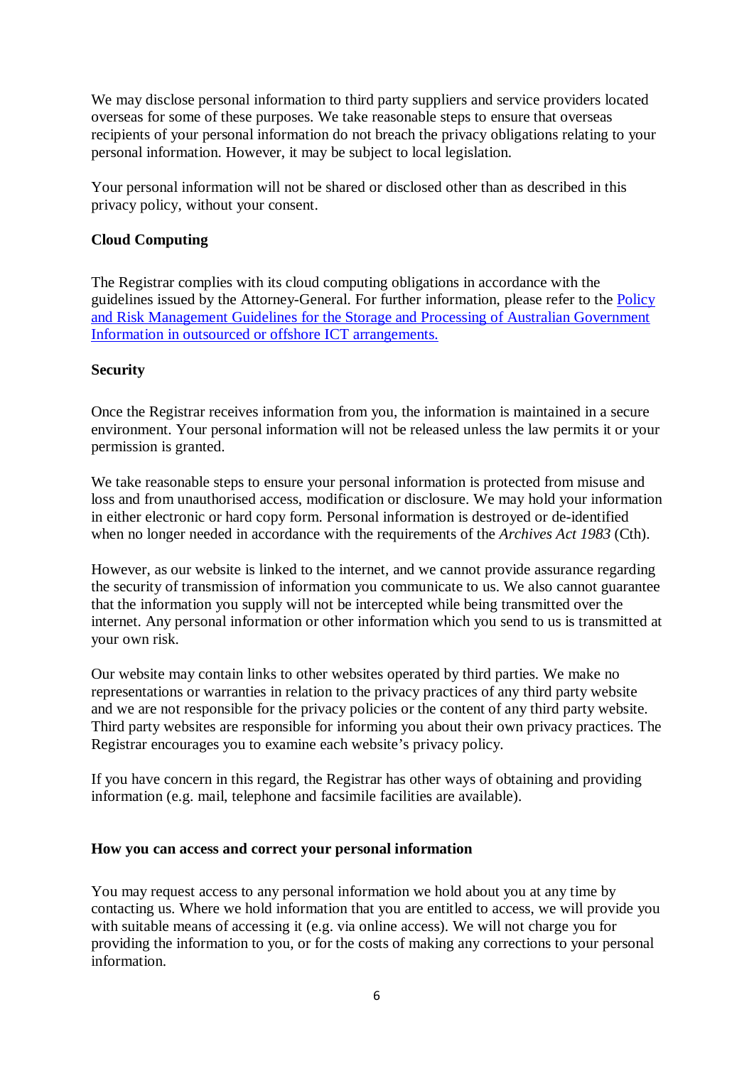We may disclose personal information to third party suppliers and service providers located overseas for some of these purposes. We take reasonable steps to ensure that overseas recipients of your personal information do not breach the privacy obligations relating to your personal information. However, it may be subject to local legislation.

Your personal information will not be shared or disclosed other than as described in this privacy policy, without your consent.

**Cloud Computing**

The Registrar complies with its cloud computing obligations in accordance with the guidelines issued by the Attorney-General. For further information, please refer to the [Policy and Risk Management Guidelines for the Storage and Processing of Australian Government Information in outsourced or offshore ICT arrangements.]()

**Security**

Once the Registrar receives information from you, the information is maintained in a secure environment. Your personal information will not be released unless the law permits it or your permission is granted.

We take reasonable steps to ensure your personal information is protected from misuse and loss and from unauthorised access, modification or disclosure. We may hold your information in either electronic or hard copy form. Personal information is destroyed or de-identified when no longer needed in accordance with the requirements of the *Archives Act 1983* (Cth).

However, as our website is linked to the internet, and we cannot provide assurance regarding the security of transmission of information you communicate to us. We also cannot guarantee that the information you supply will not be intercepted while being transmitted over the internet. Any personal information or other information which you send to us is transmitted at your own risk.

Our website may contain links to other websites operated by third parties. We make no representations or warranties in relation to the privacy practices of any third party website and we are not responsible for the privacy policies or the content of any third party website. Third party websites are responsible for informing you about their own privacy practices. The Registrar encourages you to examine each website's privacy policy.

If you have concern in this regard, the Registrar has other ways of obtaining and providing information (e.g. mail, telephone and facsimile facilities are available).

**How you can access and correct your personal information**

You may request access to any personal information we hold about you at any time by contacting us. Where we hold information that you are entitled to access, we will provide you with suitable means of accessing it (e.g. via online access). We will not charge you for providing the information to you, or for the costs of making any corrections to your personal information.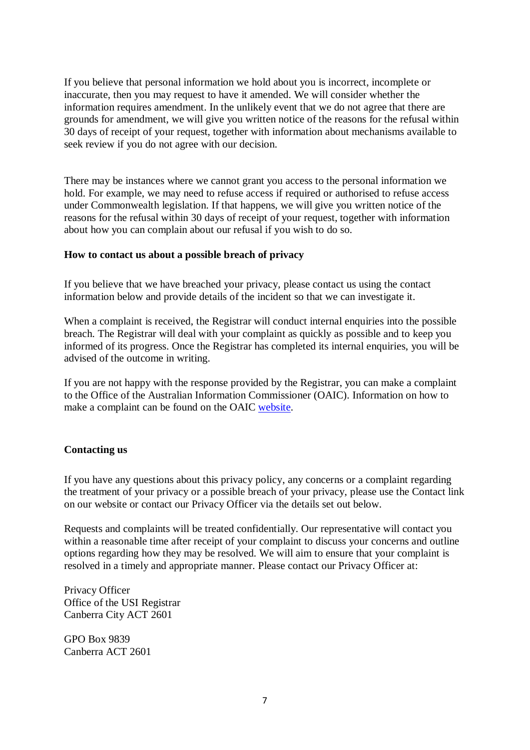If you believe that personal information we hold about you is incorrect, incomplete or inaccurate, then you may request to have it amended. We will consider whether the information requires amendment. In the unlikely event that we do not agree that there are grounds for amendment, we will give you written notice of the reasons for the refusal within 30 days of receipt of your request, together with information about mechanisms available to seek review if you do not agree with our decision.

There may be instances where we cannot grant you access to the personal information we hold. For example, we may need to refuse access if required or authorised to refuse access under Commonwealth legislation. If that happens, we will give you written notice of the reasons for the refusal within 30 days of receipt of your request, together with information about how you can complain about our refusal if you wish to do so.

**How to contact us about a possible breach of privacy**

If you believe that we have breached your privacy, please contact us using the contact information below and provide details of the incident so that we can investigate it.

When a complaint is received, the Registrar will conduct internal enquiries into the possible breach. The Registrar will deal with your complaint as quickly as possible and to keep you informed of its progress. Once the Registrar has completed its internal enquiries, you will be advised of the outcome in writing.

If you are not happy with the response provided by the Registrar, you can make a complaint to the Office of the Australian Information Commissioner (OAIC). Information on how to make a complaint can be found on the OAIC website.

**Contacting us**

If you have any questions about this privacy policy, any concerns or a complaint regarding the treatment of your privacy or a possible breach of your privacy, please use the Contact link on our website or contact our Privacy Officer via the details set out below.

Requests and complaints will be treated confidentially. Our representative will contact you within a reasonable time after receipt of your complaint to discuss your concerns and outline options regarding how they may be resolved. We will aim to ensure that your complaint is resolved in a timely and appropriate manner. Please contact our Privacy Officer at:

Privacy Officer
Office of the USI Registrar
Canberra City ACT 2601

GPO Box 9839
Canberra ACT 2601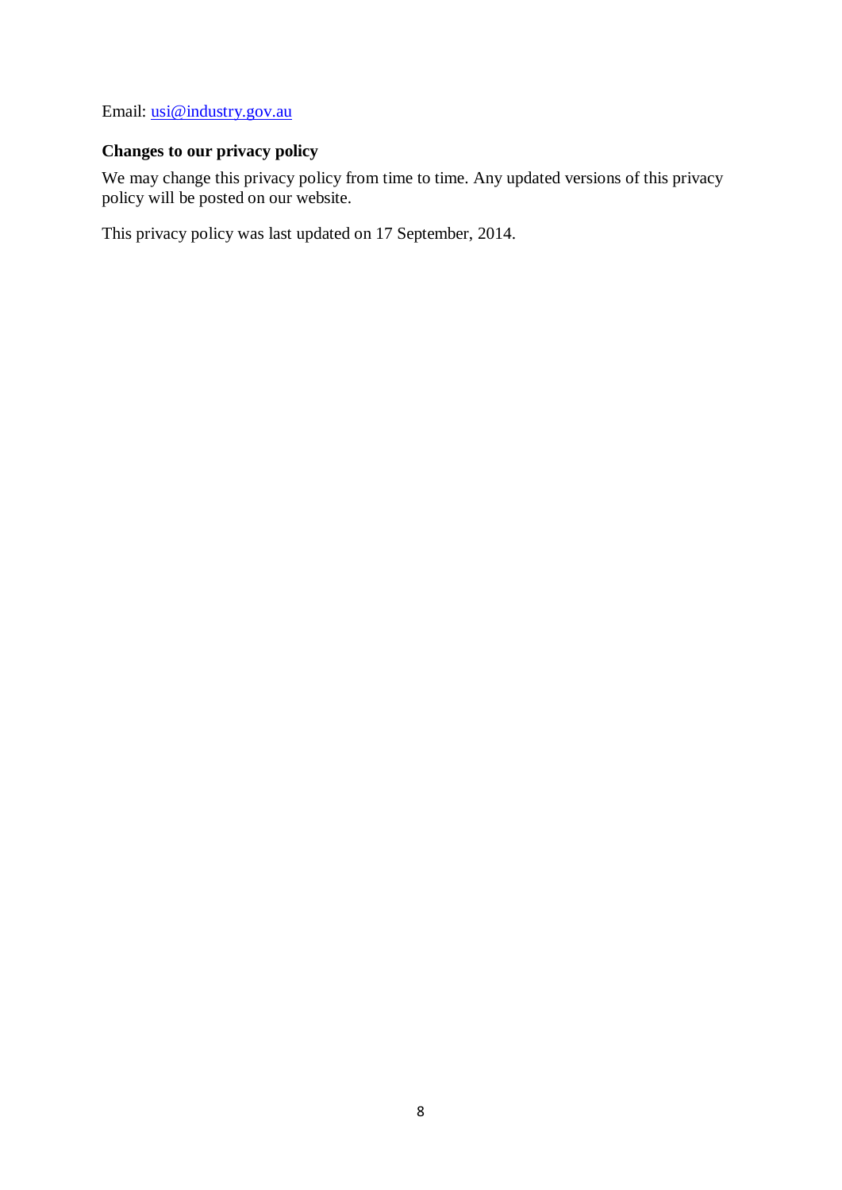Email: usi@industry.gov.au

**Changes to our privacy policy**

We may change this privacy policy from time to time. Any updated versions of this privacy policy will be posted on our website.

This privacy policy was last updated on 17 September, 2014.